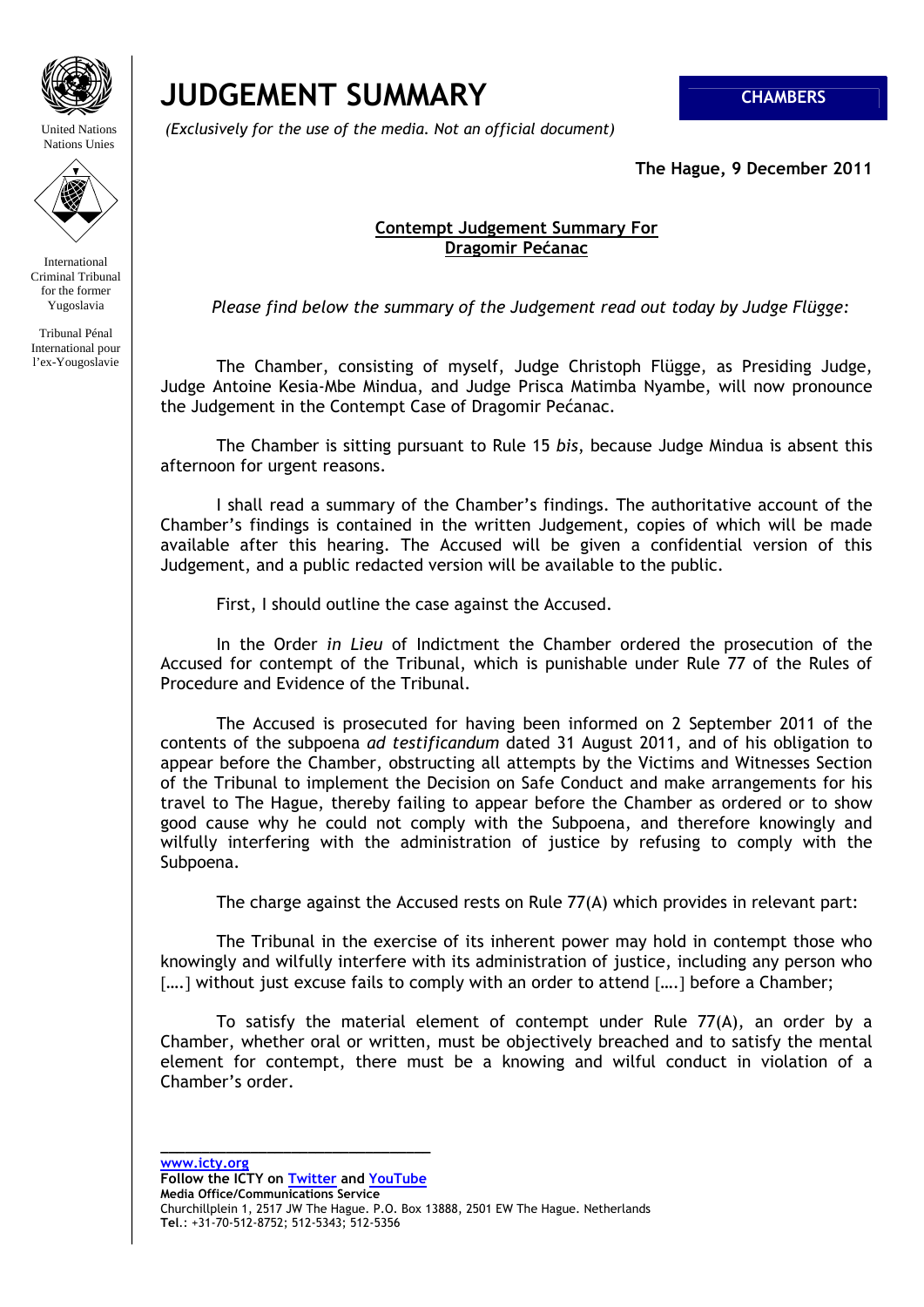United Nations
Nations Unies

International Criminal Tribunal for the former Yugoslavia

Tribunal Pénal International pour l'ex-Yougoslavie

# JUDGEMENT SUMMARY

**CHAMBERS**

*(Exclusively for the use of the media. Not an official document)*

**The Hague, 9 December 2011**

**Contempt Judgement Summary For Dragomir Pećanac**

*Please find below the summary of the Judgement read out today by Judge Flügge:*

The Chamber, consisting of myself, Judge Christoph Flügge, as Presiding Judge, Judge Antoine Kesia-Mbe Mindua, and Judge Prisca Matimba Nyambe, will now pronounce the Judgement in the Contempt Case of Dragomir Pećanac.

The Chamber is sitting pursuant to Rule 15 *bis*, because Judge Mindua is absent this afternoon for urgent reasons.

I shall read a summary of the Chamber's findings. The authoritative account of the Chamber's findings is contained in the written Judgement, copies of which will be made available after this hearing. The Accused will be given a confidential version of this Judgement, and a public redacted version will be available to the public.

First, I should outline the case against the Accused.

In the Order *in Lieu* of Indictment the Chamber ordered the prosecution of the Accused for contempt of the Tribunal, which is punishable under Rule 77 of the Rules of Procedure and Evidence of the Tribunal.

The Accused is prosecuted for having been informed on 2 September 2011 of the contents of the subpoena *ad testificandum* dated 31 August 2011, and of his obligation to appear before the Chamber, obstructing all attempts by the Victims and Witnesses Section of the Tribunal to implement the Decision on Safe Conduct and make arrangements for his travel to The Hague, thereby failing to appear before the Chamber as ordered or to show good cause why he could not comply with the Subpoena, and therefore knowingly and wilfully interfering with the administration of justice by refusing to comply with the Subpoena.

The charge against the Accused rests on Rule 77(A) which provides in relevant part:

The Tribunal in the exercise of its inherent power may hold in contempt those who knowingly and wilfully interfere with its administration of justice, including any person who [….] without just excuse fails to comply with an order to attend [….] before a Chamber;

To satisfy the material element of contempt under Rule 77(A), an order by a Chamber, whether oral or written, must be objectively breached and to satisfy the mental element for contempt, there must be a knowing and wilful conduct in violation of a Chamber's order.

www.icty.org
**Follow the ICTY on Twitter and YouTube**
**Media Office/Communications Service**
Churchillplein 1, 2517 JW The Hague. P.O. Box 13888, 2501 EW The Hague. Netherlands
**Tel**.: +31-70-512-8752; 512-5343; 512-5356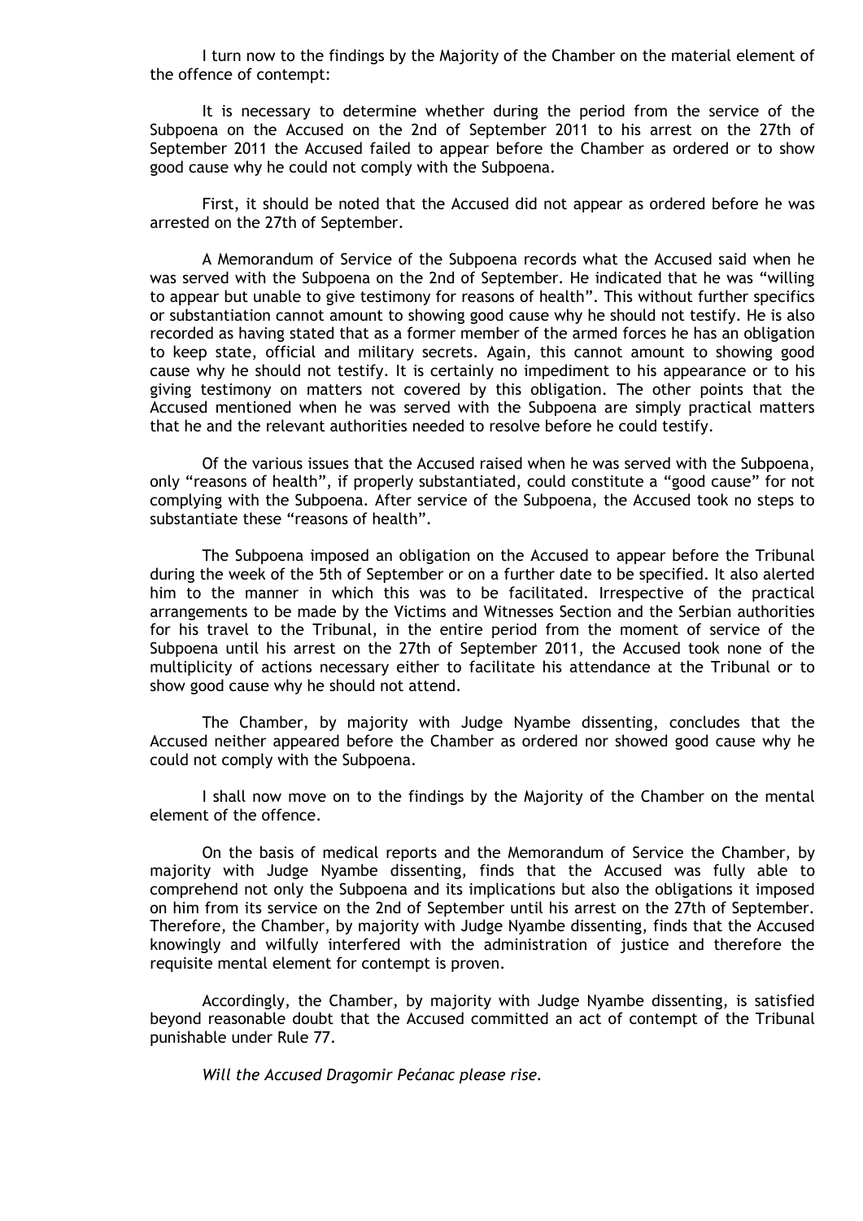I turn now to the findings by the Majority of the Chamber on the material element of the offence of contempt:

It is necessary to determine whether during the period from the service of the Subpoena on the Accused on the 2nd of September 2011 to his arrest on the 27th of September 2011 the Accused failed to appear before the Chamber as ordered or to show good cause why he could not comply with the Subpoena.

First, it should be noted that the Accused did not appear as ordered before he was arrested on the 27th of September.

A Memorandum of Service of the Subpoena records what the Accused said when he was served with the Subpoena on the 2nd of September. He indicated that he was "willing to appear but unable to give testimony for reasons of health". This without further specifics or substantiation cannot amount to showing good cause why he should not testify. He is also recorded as having stated that as a former member of the armed forces he has an obligation to keep state, official and military secrets. Again, this cannot amount to showing good cause why he should not testify. It is certainly no impediment to his appearance or to his giving testimony on matters not covered by this obligation. The other points that the Accused mentioned when he was served with the Subpoena are simply practical matters that he and the relevant authorities needed to resolve before he could testify.

Of the various issues that the Accused raised when he was served with the Subpoena, only "reasons of health", if properly substantiated, could constitute a "good cause" for not complying with the Subpoena. After service of the Subpoena, the Accused took no steps to substantiate these "reasons of health".

The Subpoena imposed an obligation on the Accused to appear before the Tribunal during the week of the 5th of September or on a further date to be specified. It also alerted him to the manner in which this was to be facilitated. Irrespective of the practical arrangements to be made by the Victims and Witnesses Section and the Serbian authorities for his travel to the Tribunal, in the entire period from the moment of service of the Subpoena until his arrest on the 27th of September 2011, the Accused took none of the multiplicity of actions necessary either to facilitate his attendance at the Tribunal or to show good cause why he should not attend.

The Chamber, by majority with Judge Nyambe dissenting, concludes that the Accused neither appeared before the Chamber as ordered nor showed good cause why he could not comply with the Subpoena.

I shall now move on to the findings by the Majority of the Chamber on the mental element of the offence.

On the basis of medical reports and the Memorandum of Service the Chamber, by majority with Judge Nyambe dissenting, finds that the Accused was fully able to comprehend not only the Subpoena and its implications but also the obligations it imposed on him from its service on the 2nd of September until his arrest on the 27th of September. Therefore, the Chamber, by majority with Judge Nyambe dissenting, finds that the Accused knowingly and wilfully interfered with the administration of justice and therefore the requisite mental element for contempt is proven.

Accordingly, the Chamber, by majority with Judge Nyambe dissenting, is satisfied beyond reasonable doubt that the Accused committed an act of contempt of the Tribunal punishable under Rule 77.

*Will the Accused Dragomir Pećanac please rise.*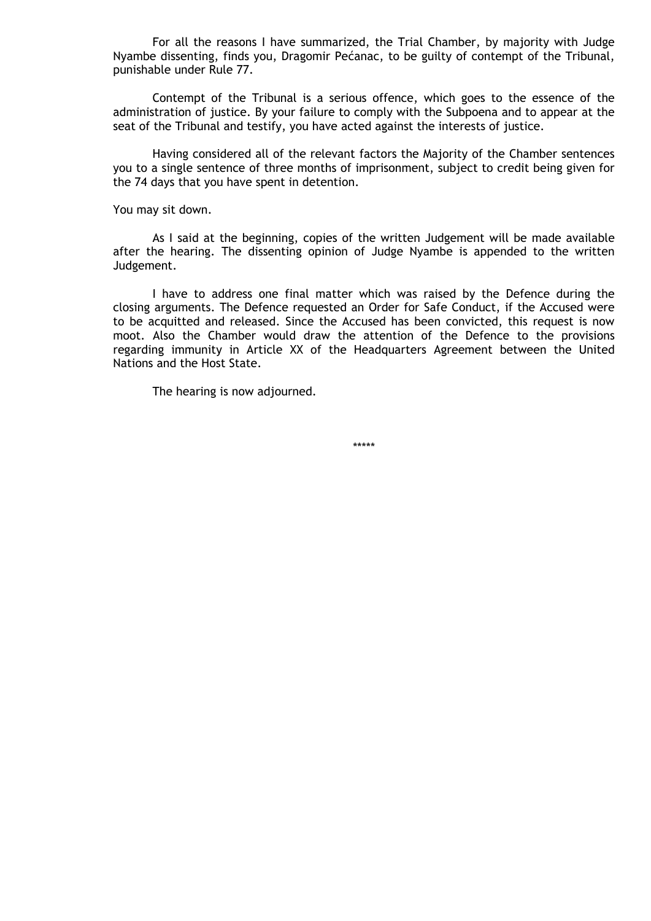For all the reasons I have summarized, the Trial Chamber, by majority with Judge Nyambe dissenting, finds you, Dragomir Pećanac, to be guilty of contempt of the Tribunal, punishable under Rule 77.

Contempt of the Tribunal is a serious offence, which goes to the essence of the administration of justice. By your failure to comply with the Subpoena and to appear at the seat of the Tribunal and testify, you have acted against the interests of justice.

Having considered all of the relevant factors the Majority of the Chamber sentences you to a single sentence of three months of imprisonment, subject to credit being given for the 74 days that you have spent in detention.

You may sit down.

As I said at the beginning, copies of the written Judgement will be made available after the hearing. The dissenting opinion of Judge Nyambe is appended to the written Judgement.

I have to address one final matter which was raised by the Defence during the closing arguments. The Defence requested an Order for Safe Conduct, if the Accused were to be acquitted and released. Since the Accused has been convicted, this request is now moot. Also the Chamber would draw the attention of the Defence to the provisions regarding immunity in Article XX of the Headquarters Agreement between the United Nations and the Host State.

The hearing is now adjourned.

*****